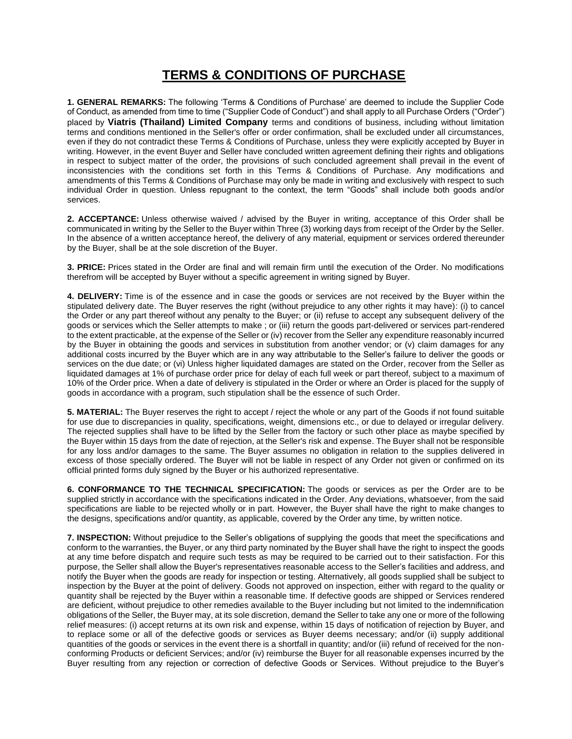# TERMS & CONDITIONS OF PURCHASE

**1. GENERAL REMARKS:** The following 'Terms & Conditions of Purchase' are deemed to include the Supplier Code of Conduct, as amended from time to time ("Supplier Code of Conduct") and shall apply to all Purchase Orders ("Order") placed by **Viatris (Thailand) Limited Company** terms and conditions of business, including without limitation terms and conditions mentioned in the Seller's offer or order confirmation, shall be excluded under all circumstances, even if they do not contradict these Terms & Conditions of Purchase, unless they were explicitly accepted by Buyer in writing. However, in the event Buyer and Seller have concluded written agreement defining their rights and obligations in respect to subject matter of the order, the provisions of such concluded agreement shall prevail in the event of inconsistencies with the conditions set forth in this Terms & Conditions of Purchase. Any modifications and amendments of this Terms & Conditions of Purchase may only be made in writing and exclusively with respect to such individual Order in question. Unless repugnant to the context, the term "Goods" shall include both goods and/or services.

**2. ACCEPTANCE:** Unless otherwise waived / advised by the Buyer in writing, acceptance of this Order shall be communicated in writing by the Seller to the Buyer within Three (3) working days from receipt of the Order by the Seller. In the absence of a written acceptance hereof, the delivery of any material, equipment or services ordered thereunder by the Buyer, shall be at the sole discretion of the Buyer.

**3. PRICE:** Prices stated in the Order are final and will remain firm until the execution of the Order. No modifications therefrom will be accepted by Buyer without a specific agreement in writing signed by Buyer.

**4. DELIVERY:** Time is of the essence and in case the goods or services are not received by the Buyer within the stipulated delivery date. The Buyer reserves the right (without prejudice to any other rights it may have): (i) to cancel the Order or any part thereof without any penalty to the Buyer; or (ii) refuse to accept any subsequent delivery of the goods or services which the Seller attempts to make ; or (iii) return the goods part-delivered or services part-rendered to the extent practicable, at the expense of the Seller or (iv) recover from the Seller any expenditure reasonably incurred by the Buyer in obtaining the goods and services in substitution from another vendor; or (v) claim damages for any additional costs incurred by the Buyer which are in any way attributable to the Seller's failure to deliver the goods or services on the due date; or (vi) Unless higher liquidated damages are stated on the Order, recover from the Seller as liquidated damages at 1% of purchase order price for delay of each full week or part thereof, subject to a maximum of 10% of the Order price. When a date of delivery is stipulated in the Order or where an Order is placed for the supply of goods in accordance with a program, such stipulation shall be the essence of such Order.

**5. MATERIAL:** The Buyer reserves the right to accept / reject the whole or any part of the Goods if not found suitable for use due to discrepancies in quality, specifications, weight, dimensions etc., or due to delayed or irregular delivery. The rejected supplies shall have to be lifted by the Seller from the factory or such other place as maybe specified by the Buyer within 15 days from the date of rejection, at the Seller's risk and expense. The Buyer shall not be responsible for any loss and/or damages to the same. The Buyer assumes no obligation in relation to the supplies delivered in excess of those specially ordered. The Buyer will not be liable in respect of any Order not given or confirmed on its official printed forms duly signed by the Buyer or his authorized representative.

**6. CONFORMANCE TO THE TECHNICAL SPECIFICATION:** The goods or services as per the Order are to be supplied strictly in accordance with the specifications indicated in the Order. Any deviations, whatsoever, from the said specifications are liable to be rejected wholly or in part. However, the Buyer shall have the right to make changes to the designs, specifications and/or quantity, as applicable, covered by the Order any time, by written notice.

**7. INSPECTION:** Without prejudice to the Seller's obligations of supplying the goods that meet the specifications and conform to the warranties, the Buyer, or any third party nominated by the Buyer shall have the right to inspect the goods at any time before dispatch and require such tests as may be required to be carried out to their satisfaction. For this purpose, the Seller shall allow the Buyer's representatives reasonable access to the Seller's facilities and address, and notify the Buyer when the goods are ready for inspection or testing. Alternatively, all goods supplied shall be subject to inspection by the Buyer at the point of delivery. Goods not approved on inspection, either with regard to the quality or quantity shall be rejected by the Buyer within a reasonable time. If defective goods are shipped or Services rendered are deficient, without prejudice to other remedies available to the Buyer including but not limited to the indemnification obligations of the Seller, the Buyer may, at its sole discretion, demand the Seller to take any one or more of the following relief measures: (i) accept returns at its own risk and expense, within 15 days of notification of rejection by Buyer, and to replace some or all of the defective goods or services as Buyer deems necessary; and/or (ii) supply additional quantities of the goods or services in the event there is a shortfall in quantity; and/or (iii) refund of received for the non-conforming Products or deficient Services; and/or (iv) reimburse the Buyer for all reasonable expenses incurred by the Buyer resulting from any rejection or correction of defective Goods or Services. Without prejudice to the Buyer's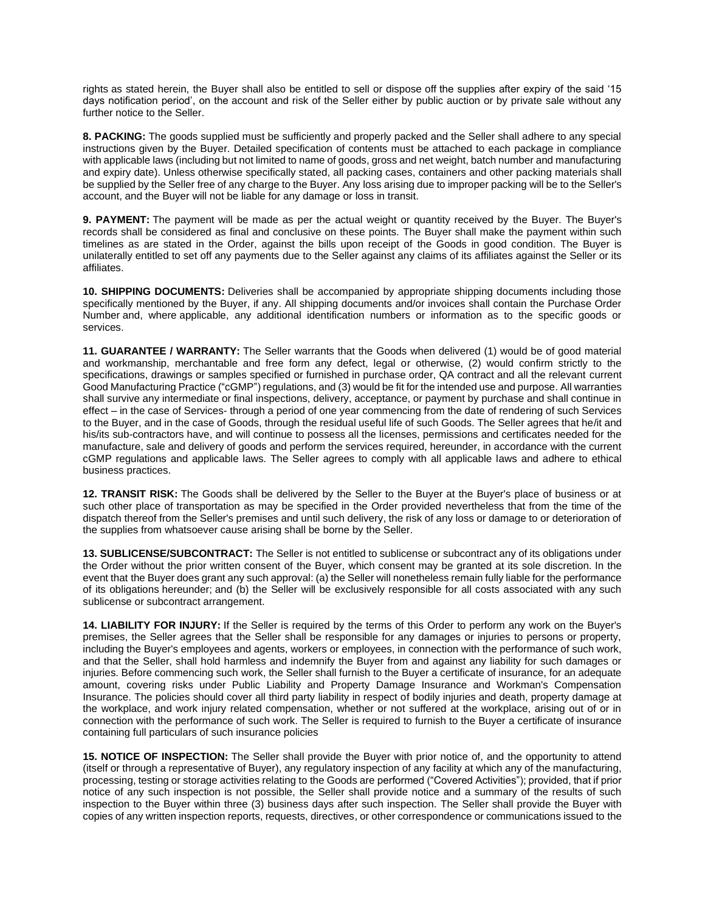rights as stated herein, the Buyer shall also be entitled to sell or dispose off the supplies after expiry of the said '15 days notification period', on the account and risk of the Seller either by public auction or by private sale without any further notice to the Seller.

**8. PACKING:** The goods supplied must be sufficiently and properly packed and the Seller shall adhere to any special instructions given by the Buyer. Detailed specification of contents must be attached to each package in compliance with applicable laws (including but not limited to name of goods, gross and net weight, batch number and manufacturing and expiry date). Unless otherwise specifically stated, all packing cases, containers and other packing materials shall be supplied by the Seller free of any charge to the Buyer. Any loss arising due to improper packing will be to the Seller's account, and the Buyer will not be liable for any damage or loss in transit.

**9. PAYMENT:** The payment will be made as per the actual weight or quantity received by the Buyer. The Buyer's records shall be considered as final and conclusive on these points. The Buyer shall make the payment within such timelines as are stated in the Order, against the bills upon receipt of the Goods in good condition. The Buyer is unilaterally entitled to set off any payments due to the Seller against any claims of its affiliates against the Seller or its affiliates.

**10. SHIPPING DOCUMENTS:** Deliveries shall be accompanied by appropriate shipping documents including those specifically mentioned by the Buyer, if any. All shipping documents and/or invoices shall contain the Purchase Order Number and, where applicable, any additional identification numbers or information as to the specific goods or services.

**11. GUARANTEE / WARRANTY:** The Seller warrants that the Goods when delivered (1) would be of good material and workmanship, merchantable and free form any defect, legal or otherwise, (2) would confirm strictly to the specifications, drawings or samples specified or furnished in purchase order, QA contract and all the relevant current Good Manufacturing Practice ("cGMP") regulations, and (3) would be fit for the intended use and purpose. All warranties shall survive any intermediate or final inspections, delivery, acceptance, or payment by purchase and shall continue in effect – in the case of Services- through a period of one year commencing from the date of rendering of such Services to the Buyer, and in the case of Goods, through the residual useful life of such Goods. The Seller agrees that he/it and his/its sub-contractors have, and will continue to possess all the licenses, permissions and certificates needed for the manufacture, sale and delivery of goods and perform the services required, hereunder, in accordance with the current cGMP regulations and applicable laws. The Seller agrees to comply with all applicable laws and adhere to ethical business practices.

**12. TRANSIT RISK:** The Goods shall be delivered by the Seller to the Buyer at the Buyer's place of business or at such other place of transportation as may be specified in the Order provided nevertheless that from the time of the dispatch thereof from the Seller's premises and until such delivery, the risk of any loss or damage to or deterioration of the supplies from whatsoever cause arising shall be borne by the Seller.

**13. SUBLICENSE/SUBCONTRACT:** The Seller is not entitled to sublicense or subcontract any of its obligations under the Order without the prior written consent of the Buyer, which consent may be granted at its sole discretion. In the event that the Buyer does grant any such approval: (a) the Seller will nonetheless remain fully liable for the performance of its obligations hereunder; and (b) the Seller will be exclusively responsible for all costs associated with any such sublicense or subcontract arrangement.

**14. LIABILITY FOR INJURY:** If the Seller is required by the terms of this Order to perform any work on the Buyer's premises, the Seller agrees that the Seller shall be responsible for any damages or injuries to persons or property, including the Buyer's employees and agents, workers or employees, in connection with the performance of such work, and that the Seller, shall hold harmless and indemnify the Buyer from and against any liability for such damages or injuries. Before commencing such work, the Seller shall furnish to the Buyer a certificate of insurance, for an adequate amount, covering risks under Public Liability and Property Damage Insurance and Workman's Compensation Insurance. The policies should cover all third party liability in respect of bodily injuries and death, property damage at the workplace, and work injury related compensation, whether or not suffered at the workplace, arising out of or in connection with the performance of such work. The Seller is required to furnish to the Buyer a certificate of insurance containing full particulars of such insurance policies

**15. NOTICE OF INSPECTION:** The Seller shall provide the Buyer with prior notice of, and the opportunity to attend (itself or through a representative of Buyer), any regulatory inspection of any facility at which any of the manufacturing, processing, testing or storage activities relating to the Goods are performed ("Covered Activities"); provided, that if prior notice of any such inspection is not possible, the Seller shall provide notice and a summary of the results of such inspection to the Buyer within three (3) business days after such inspection. The Seller shall provide the Buyer with copies of any written inspection reports, requests, directives, or other correspondence or communications issued to the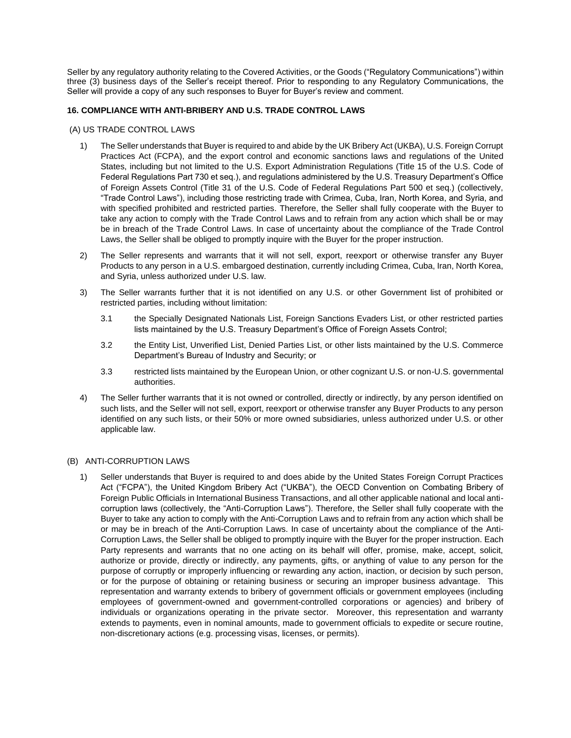Seller by any regulatory authority relating to the Covered Activities, or the Goods ("Regulatory Communications") within three (3) business days of the Seller's receipt thereof. Prior to responding to any Regulatory Communications, the Seller will provide a copy of any such responses to Buyer for Buyer's review and comment.

**16. COMPLIANCE WITH ANTI-BRIBERY AND U.S. TRADE CONTROL LAWS**

(A) US TRADE CONTROL LAWS

1) The Seller understands that Buyer is required to and abide by the UK Bribery Act (UKBA), U.S. Foreign Corrupt Practices Act (FCPA), and the export control and economic sanctions laws and regulations of the United States, including but not limited to the U.S. Export Administration Regulations (Title 15 of the U.S. Code of Federal Regulations Part 730 et seq.), and regulations administered by the U.S. Treasury Department's Office of Foreign Assets Control (Title 31 of the U.S. Code of Federal Regulations Part 500 et seq.) (collectively, "Trade Control Laws"), including those restricting trade with Crimea, Cuba, Iran, North Korea, and Syria, and with specified prohibited and restricted parties. Therefore, the Seller shall fully cooperate with the Buyer to take any action to comply with the Trade Control Laws and to refrain from any action which shall be or may be in breach of the Trade Control Laws. In case of uncertainty about the compliance of the Trade Control Laws, the Seller shall be obliged to promptly inquire with the Buyer for the proper instruction.

2) The Seller represents and warrants that it will not sell, export, reexport or otherwise transfer any Buyer Products to any person in a U.S. embargoed destination, currently including Crimea, Cuba, Iran, North Korea, and Syria, unless authorized under U.S. law.

3) The Seller warrants further that it is not identified on any U.S. or other Government list of prohibited or restricted parties, including without limitation:

   3.1 the Specially Designated Nationals List, Foreign Sanctions Evaders List, or other restricted parties lists maintained by the U.S. Treasury Department's Office of Foreign Assets Control;

   3.2 the Entity List, Unverified List, Denied Parties List, or other lists maintained by the U.S. Commerce Department's Bureau of Industry and Security; or

   3.3 restricted lists maintained by the European Union, or other cognizant U.S. or non-U.S. governmental authorities.

4) The Seller further warrants that it is not owned or controlled, directly or indirectly, by any person identified on such lists, and the Seller will not sell, export, reexport or otherwise transfer any Buyer Products to any person identified on any such lists, or their 50% or more owned subsidiaries, unless authorized under U.S. or other applicable law.

(B) ANTI-CORRUPTION LAWS

1) Seller understands that Buyer is required to and does abide by the United States Foreign Corrupt Practices Act ("FCPA"), the United Kingdom Bribery Act ("UKBA"), the OECD Convention on Combating Bribery of Foreign Public Officials in International Business Transactions, and all other applicable national and local anti-corruption laws (collectively, the "Anti-Corruption Laws"). Therefore, the Seller shall fully cooperate with the Buyer to take any action to comply with the Anti-Corruption Laws and to refrain from any action which shall be or may be in breach of the Anti-Corruption Laws. In case of uncertainty about the compliance of the Anti-Corruption Laws, the Seller shall be obliged to promptly inquire with the Buyer for the proper instruction. Each Party represents and warrants that no one acting on its behalf will offer, promise, make, accept, solicit, authorize or provide, directly or indirectly, any payments, gifts, or anything of value to any person for the purpose of corruptly or improperly influencing or rewarding any action, inaction, or decision by such person, or for the purpose of obtaining or retaining business or securing an improper business advantage. This representation and warranty extends to bribery of government officials or government employees (including employees of government-owned and government-controlled corporations or agencies) and bribery of individuals or organizations operating in the private sector. Moreover, this representation and warranty extends to payments, even in nominal amounts, made to government officials to expedite or secure routine, non-discretionary actions (e.g. processing visas, licenses, or permits).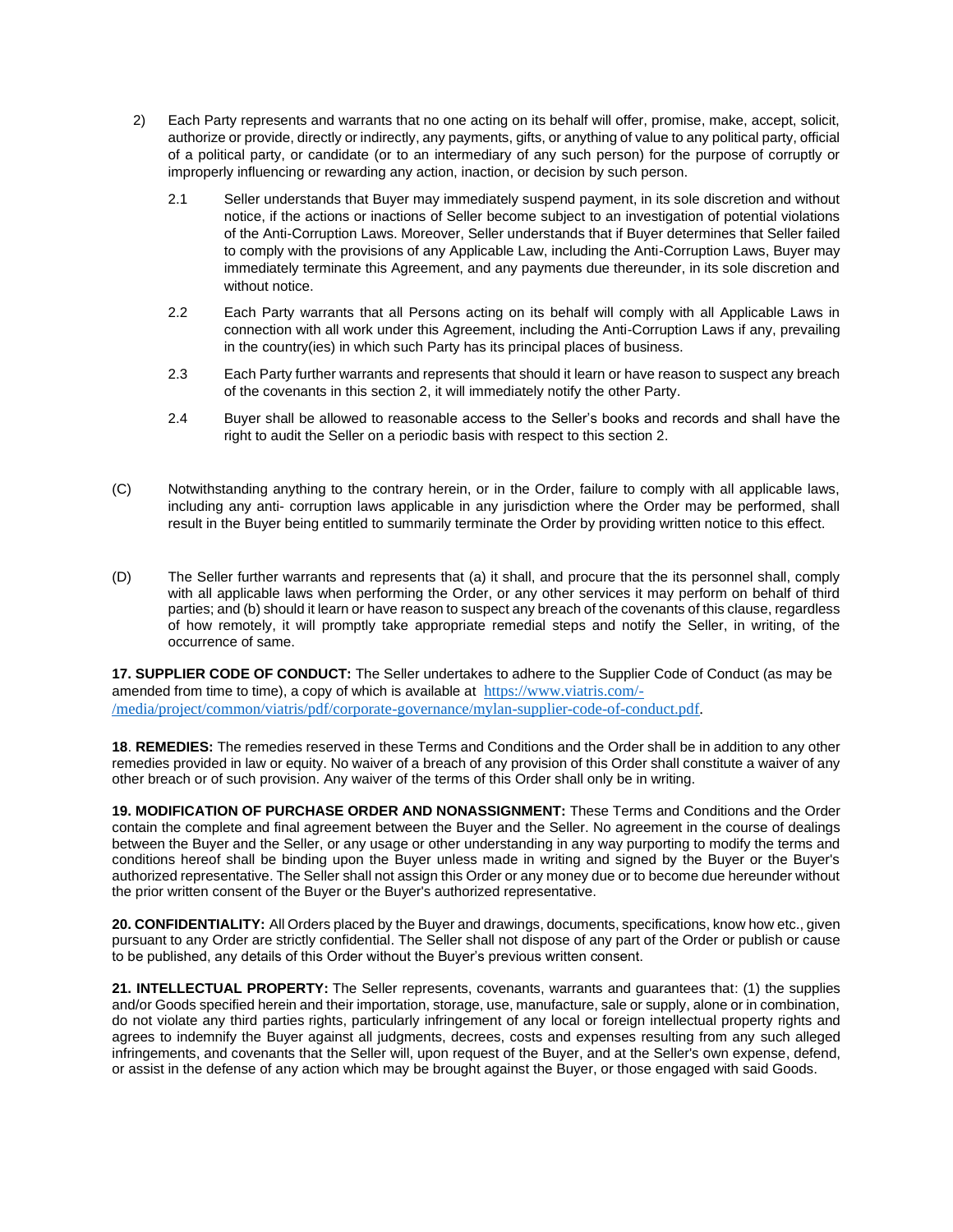2) Each Party represents and warrants that no one acting on its behalf will offer, promise, make, accept, solicit, authorize or provide, directly or indirectly, any payments, gifts, or anything of value to any political party, official of a political party, or candidate (or to an intermediary of any such person) for the purpose of corruptly or improperly influencing or rewarding any action, inaction, or decision by such person.

   2.1 Seller understands that Buyer may immediately suspend payment, in its sole discretion and without notice, if the actions or inactions of Seller become subject to an investigation of potential violations of the Anti-Corruption Laws. Moreover, Seller understands that if Buyer determines that Seller failed to comply with the provisions of any Applicable Law, including the Anti-Corruption Laws, Buyer may immediately terminate this Agreement, and any payments due thereunder, in its sole discretion and without notice.

   2.2 Each Party warrants that all Persons acting on its behalf will comply with all Applicable Laws in connection with all work under this Agreement, including the Anti-Corruption Laws if any, prevailing in the country(ies) in which such Party has its principal places of business.

   2.3 Each Party further warrants and represents that should it learn or have reason to suspect any breach of the covenants in this section 2, it will immediately notify the other Party.

   2.4 Buyer shall be allowed to reasonable access to the Seller's books and records and shall have the right to audit the Seller on a periodic basis with respect to this section 2.

(C) Notwithstanding anything to the contrary herein, or in the Order, failure to comply with all applicable laws, including any anti- corruption laws applicable in any jurisdiction where the Order may be performed, shall result in the Buyer being entitled to summarily terminate the Order by providing written notice to this effect.

(D) The Seller further warrants and represents that (a) it shall, and procure that the its personnel shall, comply with all applicable laws when performing the Order, or any other services it may perform on behalf of third parties; and (b) should it learn or have reason to suspect any breach of the covenants of this clause, regardless of how remotely, it will promptly take appropriate remedial steps and notify the Seller, in writing, of the occurrence of same.

**17. SUPPLIER CODE OF CONDUCT:** The Seller undertakes to adhere to the Supplier Code of Conduct (as may be amended from time to time), a copy of which is available at https://www.viatris.com/-/media/project/common/viatris/pdf/corporate-governance/mylan-supplier-code-of-conduct.pdf.

**18**. **REMEDIES:** The remedies reserved in these Terms and Conditions and the Order shall be in addition to any other remedies provided in law or equity. No waiver of a breach of any provision of this Order shall constitute a waiver of any other breach or of such provision. Any waiver of the terms of this Order shall only be in writing.

**19. MODIFICATION OF PURCHASE ORDER AND NONASSIGNMENT:** These Terms and Conditions and the Order contain the complete and final agreement between the Buyer and the Seller. No agreement in the course of dealings between the Buyer and the Seller, or any usage or other understanding in any way purporting to modify the terms and conditions hereof shall be binding upon the Buyer unless made in writing and signed by the Buyer or the Buyer's authorized representative. The Seller shall not assign this Order or any money due or to become due hereunder without the prior written consent of the Buyer or the Buyer's authorized representative.

**20. CONFIDENTIALITY:** All Orders placed by the Buyer and drawings, documents, specifications, know how etc., given pursuant to any Order are strictly confidential. The Seller shall not dispose of any part of the Order or publish or cause to be published, any details of this Order without the Buyer's previous written consent.

**21. INTELLECTUAL PROPERTY:** The Seller represents, covenants, warrants and guarantees that: (1) the supplies and/or Goods specified herein and their importation, storage, use, manufacture, sale or supply, alone or in combination, do not violate any third parties rights, particularly infringement of any local or foreign intellectual property rights and agrees to indemnify the Buyer against all judgments, decrees, costs and expenses resulting from any such alleged infringements, and covenants that the Seller will, upon request of the Buyer, and at the Seller's own expense, defend, or assist in the defense of any action which may be brought against the Buyer, or those engaged with said Goods.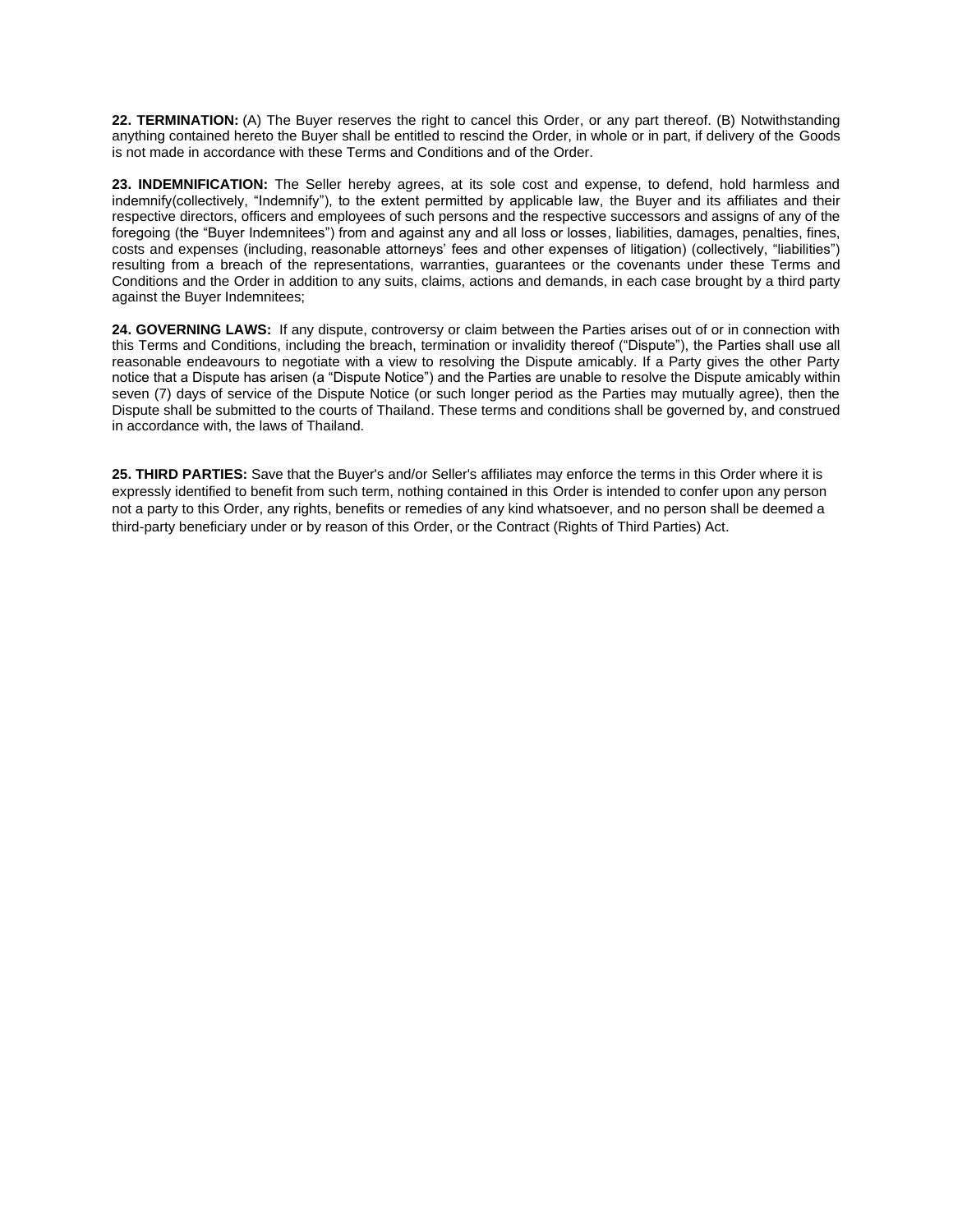**22. TERMINATION:** (A) The Buyer reserves the right to cancel this Order, or any part thereof. (B) Notwithstanding anything contained hereto the Buyer shall be entitled to rescind the Order, in whole or in part, if delivery of the Goods is not made in accordance with these Terms and Conditions and of the Order.

**23. INDEMNIFICATION:** The Seller hereby agrees, at its sole cost and expense, to defend, hold harmless and indemnify(collectively, "Indemnify"), to the extent permitted by applicable law, the Buyer and its affiliates and their respective directors, officers and employees of such persons and the respective successors and assigns of any of the foregoing (the "Buyer Indemnitees") from and against any and all loss or losses, liabilities, damages, penalties, fines, costs and expenses (including, reasonable attorneys' fees and other expenses of litigation) (collectively, "liabilities") resulting from a breach of the representations, warranties, guarantees or the covenants under these Terms and Conditions and the Order in addition to any suits, claims, actions and demands, in each case brought by a third party against the Buyer Indemnitees;

**24. GOVERNING LAWS:** If any dispute, controversy or claim between the Parties arises out of or in connection with this Terms and Conditions, including the breach, termination or invalidity thereof ("Dispute"), the Parties shall use all reasonable endeavours to negotiate with a view to resolving the Dispute amicably. If a Party gives the other Party notice that a Dispute has arisen (a "Dispute Notice") and the Parties are unable to resolve the Dispute amicably within seven (7) days of service of the Dispute Notice (or such longer period as the Parties may mutually agree), then the Dispute shall be submitted to the courts of Thailand. These terms and conditions shall be governed by, and construed in accordance with, the laws of Thailand.

**25. THIRD PARTIES:** Save that the Buyer's and/or Seller's affiliates may enforce the terms in this Order where it is expressly identified to benefit from such term, nothing contained in this Order is intended to confer upon any person not a party to this Order, any rights, benefits or remedies of any kind whatsoever, and no person shall be deemed a third-party beneficiary under or by reason of this Order, or the Contract (Rights of Third Parties) Act.